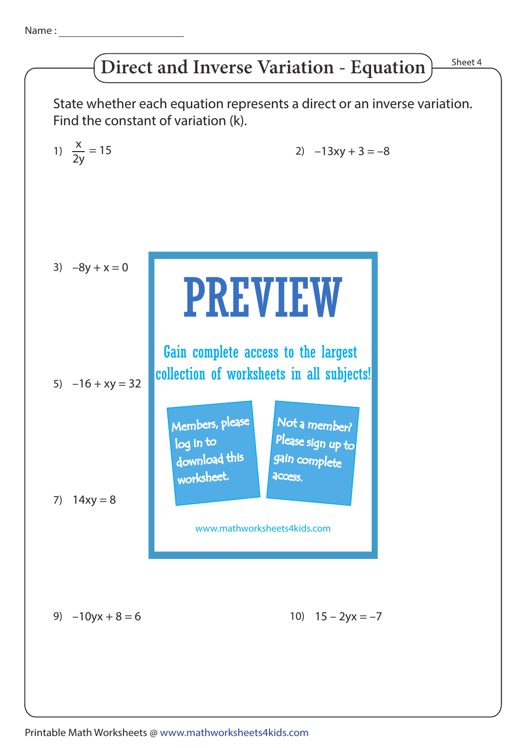Name : ______________________

# Direct and Inverse Variation - Equation

Sheet 4

State whether each equation represents a direct or an inverse variation. Find the constant of variation (k).

1) $\dfrac{x}{2y} = 15$

2) $-13xy + 3 = -8$

3) $-8y + x = 0$

5) $-16 + xy = 32$

7) $14xy = 8$

PREVIEW

Gain complete access to the largest collection of worksheets in all subjects!

Members, please log in to download this worksheet.

Not a member? Please sign up to gain complete access.

www.mathworksheets4kids.com

9) $-10yx + 8 = 6$

10) $15 - 2yx = -7$

Printable Math Worksheets @ www.mathworksheets4kids.com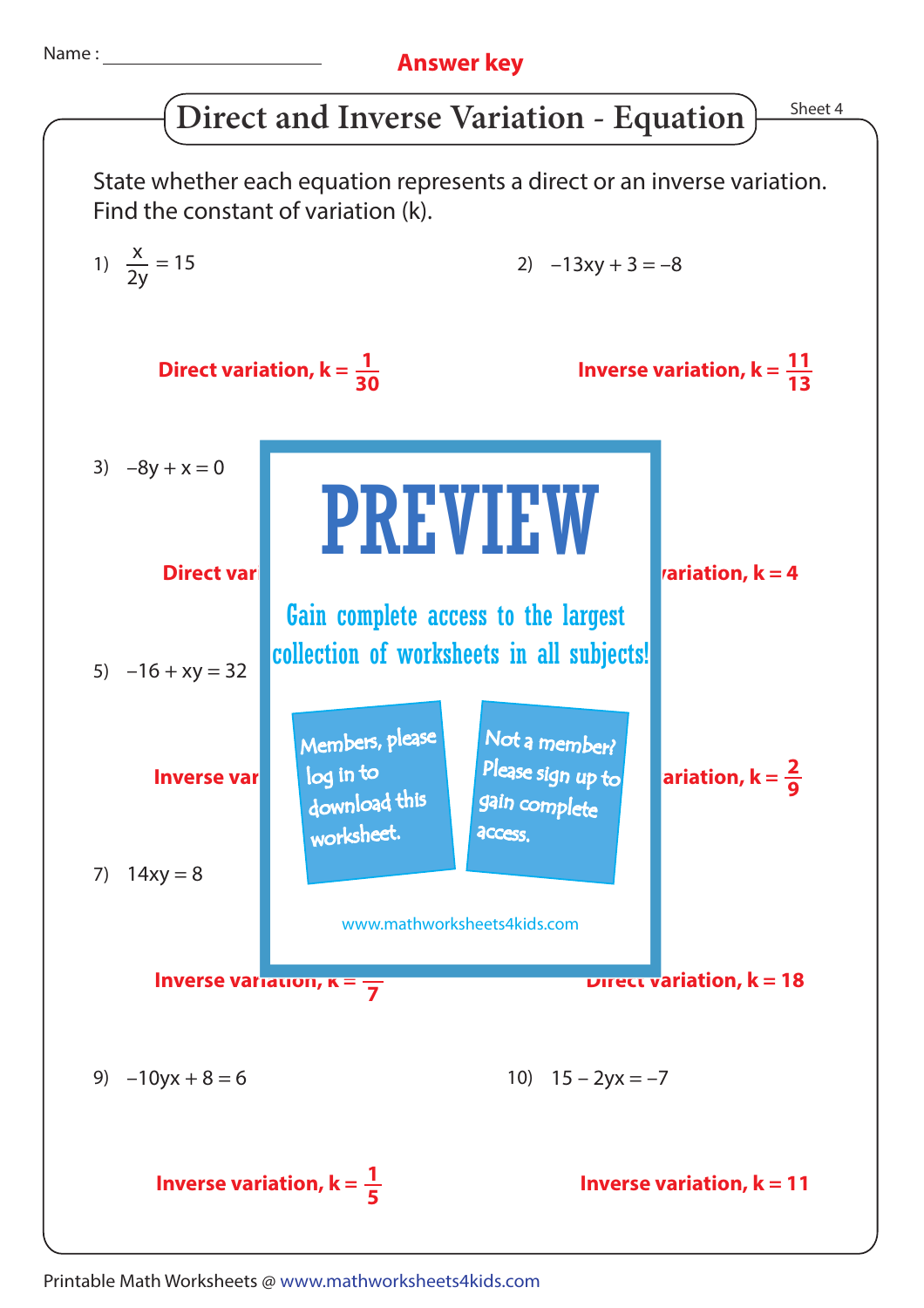Name : ______________________ **Answer key**

# Direct and Inverse Variation - Equation

Sheet 4

State whether each equation represents a direct or an inverse variation. Find the constant of variation (k).

1) $\frac{x}{2y} = 15$

**Direct variation, $k = \frac{1}{30}$**

2) $-13xy + 3 = -8$

**Inverse variation, $k = \frac{11}{13}$**

3) $-8y + x = 0$

**Direct var**

**ariation, $k = 4$**

5) $-16 + xy = 32$

**Inverse var**

**ariation, $k = \frac{2}{9}$**

PREVIEW

Gain complete access to the largest collection of worksheets in all subjects!

Members, please log in to download this worksheet.

Not a member? Please sign up to gain complete access.

www.mathworksheets4kids.com

7) $14xy = 8$

**Inverse variation, $k = \frac{\quad}{7}$**

**Direct variation, $k = 18$**

9) $-10yx + 8 = 6$

**Inverse variation, $k = \frac{1}{5}$**

10) $15 - 2yx = -7$

**Inverse variation, $k = 11$**

Printable Math Worksheets @ www.mathworksheets4kids.com